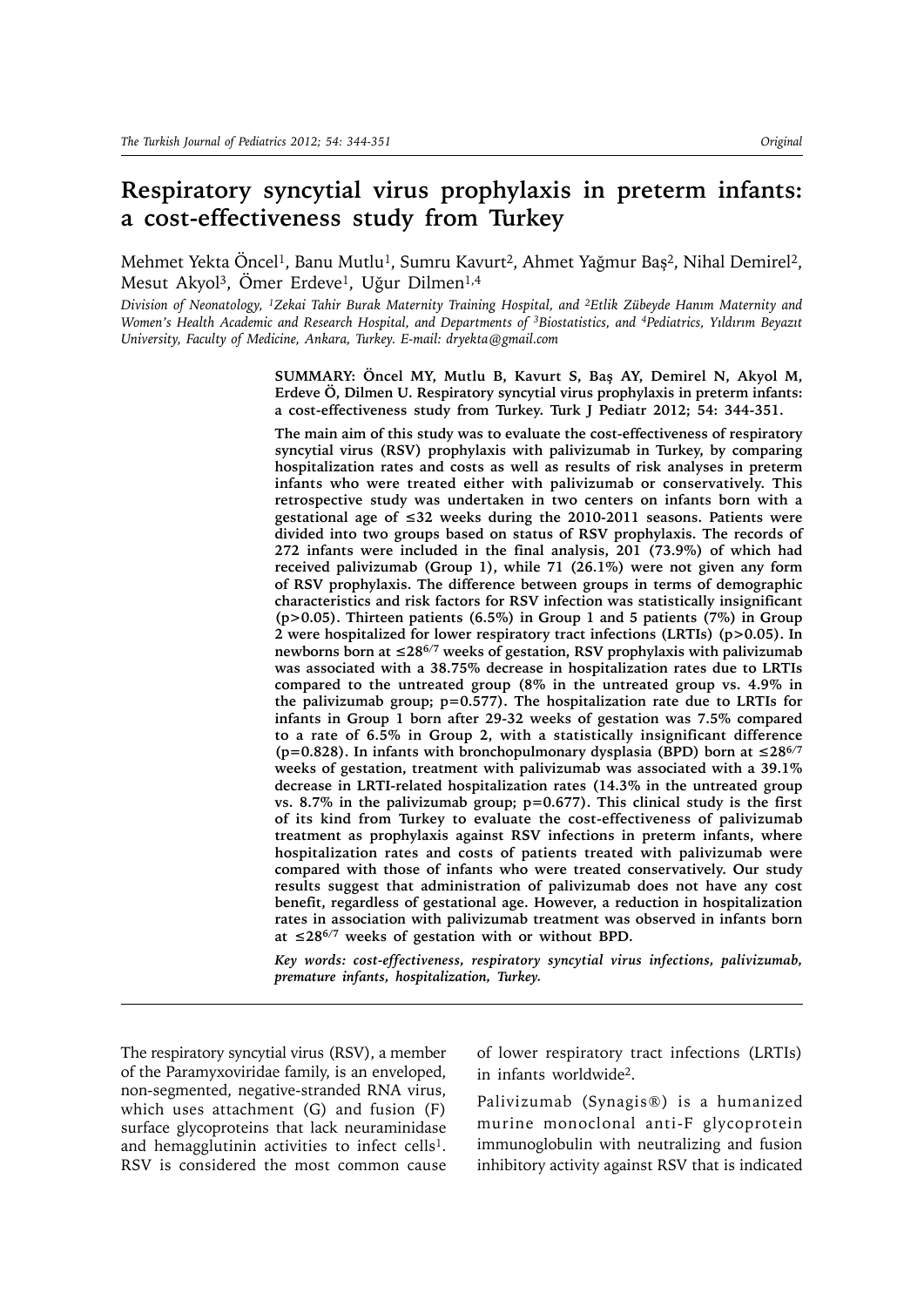# Respiratory syncytial virus prophylaxis in preterm infants: a cost-effectiveness study from Turkey

Mehmet Yekta Öncel[1], Banu Mutlu[1], Sumru Kavurt[2], Ahmet Yağmur Baş[2], Nihal Demirel[2], Mesut Akyol[3], Ömer Erdeve[1], Uğur Dilmen[1,4]

*Division of Neonatology, [1]Zekai Tahir Burak Maternity Training Hospital, and [2]Etlik Zübeyde Hanım Maternity and Women's Health Academic and Research Hospital, and Departments of [3]Biostatistics, and [4]Pediatrics, Yıldırım Beyazıt University, Faculty of Medicine, Ankara, Turkey. E-mail: dryekta@gmail.com*

**SUMMARY: Öncel MY, Mutlu B, Kavurt S, Baş AY, Demirel N, Akyol M, Erdeve Ö, Dilmen U. Respiratory syncytial virus prophylaxis in preterm infants: a cost-effectiveness study from Turkey. Turk J Pediatr 2012; 54: 344-351.**

**The main aim of this study was to evaluate the cost-effectiveness of respiratory syncytial virus (RSV) prophylaxis with palivizumab in Turkey, by comparing hospitalization rates and costs as well as results of risk analyses in preterm infants who were treated either with palivizumab or conservatively. This retrospective study was undertaken in two centers on infants born with a gestational age of ≤32 weeks during the 2010-2011 seasons. Patients were divided into two groups based on status of RSV prophylaxis. The records of 272 infants were included in the final analysis, 201 (73.9%) of which had received palivizumab (Group 1), while 71 (26.1%) were not given any form of RSV prophylaxis. The difference between groups in terms of demographic characteristics and risk factors for RSV infection was statistically insignificant ($p>0.05$). Thirteen patients (6.5%) in Group 1 and 5 patients (7%) in Group 2 were hospitalized for lower respiratory tract infections (LRTIs) ($p>0.05$). In newborns born at ≤$28^{6/7}$ weeks of gestation, RSV prophylaxis with palivizumab was associated with a 38.75% decrease in hospitalization rates due to LRTIs compared to the untreated group (8% in the untreated group vs. 4.9% in the palivizumab group; $p=0.577$). The hospitalization rate due to LRTIs for infants in Group 1 born after 29-32 weeks of gestation was 7.5% compared to a rate of 6.5% in Group 2, with a statistically insignificant difference ($p=0.828$). In infants with bronchopulmonary dysplasia (BPD) born at ≤$28^{6/7}$ weeks of gestation, treatment with palivizumab was associated with a 39.1% decrease in LRTI-related hospitalization rates (14.3% in the untreated group vs. 8.7% in the palivizumab group; $p=0.677$). This clinical study is the first of its kind from Turkey to evaluate the cost-effectiveness of palivizumab treatment as prophylaxis against RSV infections in preterm infants, where hospitalization rates and costs of patients treated with palivizumab were compared with those of infants who were treated conservatively. Our study results suggest that administration of palivizumab does not have any cost benefit, regardless of gestational age. However, a reduction in hospitalization rates in association with palivizumab treatment was observed in infants born at ≤$28^{6/7}$ weeks of gestation with or without BPD.**

***Key words:** cost-effectiveness, respiratory syncytial virus infections, palivizumab, premature infants, hospitalization, Turkey.*

---

The respiratory syncytial virus (RSV), a member of the Paramyxoviridae family, is an enveloped, non-segmented, negative-stranded RNA virus, which uses attachment (G) and fusion (F) surface glycoproteins that lack neuraminidase and hemagglutinin activities to infect cells[1]. RSV is considered the most common cause of lower respiratory tract infections (LRTIs) in infants worldwide[2].

Palivizumab (Synagis®) is a humanized murine monoclonal anti-F glycoprotein immunoglobulin with neutralizing and fusion inhibitory activity against RSV that is indicated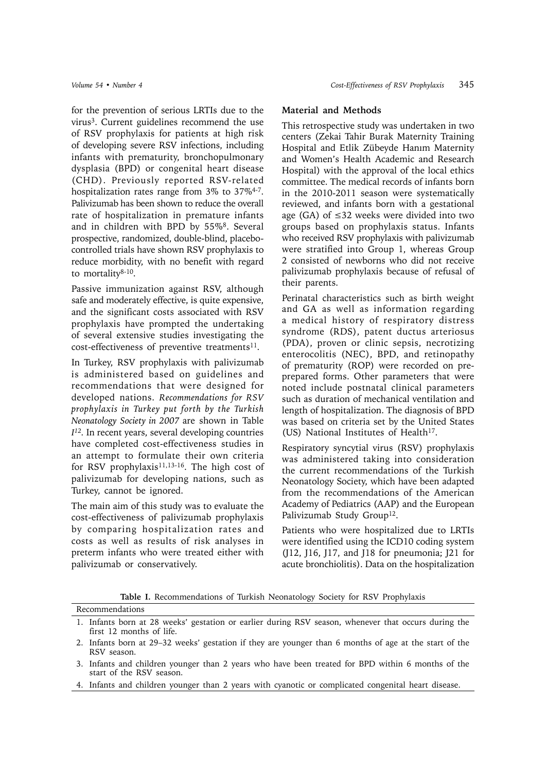for the prevention of serious LRTIs due to the virus[3]. Current guidelines recommend the use of RSV prophylaxis for patients at high risk of developing severe RSV infections, including infants with prematurity, bronchopulmonary dysplasia (BPD) or congenital heart disease (CHD). Previously reported RSV-related hospitalization rates range from 3% to 37%[4-7]. Palivizumab has been shown to reduce the overall rate of hospitalization in premature infants and in children with BPD by 55%[8]. Several prospective, randomized, double-blind, placebo-controlled trials have shown RSV prophylaxis to reduce morbidity, with no benefit with regard to mortality[8-10].

Passive immunization against RSV, although safe and moderately effective, is quite expensive, and the significant costs associated with RSV prophylaxis have prompted the undertaking of several extensive studies investigating the cost-effectiveness of preventive treatments[11].

In Turkey, RSV prophylaxis with palivizumab is administered based on guidelines and recommendations that were designed for developed nations. *Recommendations for RSV prophylaxis in Turkey put forth by the Turkish Neonatology Society in 2007* are shown in Table *I*[12]. In recent years, several developing countries have completed cost-effectiveness studies in an attempt to formulate their own criteria for RSV prophylaxis[11,13-16]. The high cost of palivizumab for developing nations, such as Turkey, cannot be ignored.

The main aim of this study was to evaluate the cost-effectiveness of palivizumab prophylaxis by comparing hospitalization rates and costs as well as results of risk analyses in preterm infants who were treated either with palivizumab or conservatively.

## Material and Methods

This retrospective study was undertaken in two centers (Zekai Tahir Burak Maternity Training Hospital and Etlik Zübeyde Hanım Maternity and Women's Health Academic and Research Hospital) with the approval of the local ethics committee. The medical records of infants born in the 2010-2011 season were systematically reviewed, and infants born with a gestational age (GA) of ≤32 weeks were divided into two groups based on prophylaxis status. Infants who received RSV prophylaxis with palivizumab were stratified into Group 1, whereas Group 2 consisted of newborns who did not receive palivizumab prophylaxis because of refusal of their parents.

Perinatal characteristics such as birth weight and GA as well as information regarding a medical history of respiratory distress syndrome (RDS), patent ductus arteriosus (PDA), proven or clinic sepsis, necrotizing enterocolitis (NEC), BPD, and retinopathy of prematurity (ROP) were recorded on pre-prepared forms. Other parameters that were noted include postnatal clinical parameters such as duration of mechanical ventilation and length of hospitalization. The diagnosis of BPD was based on criteria set by the United States (US) National Institutes of Health[17].

Respiratory syncytial virus (RSV) prophylaxis was administered taking into consideration the current recommendations of the Turkish Neonatology Society, which have been adapted from the recommendations of the American Academy of Pediatrics (AAP) and the European Palivizumab Study Group[12].

Patients who were hospitalized due to LRTIs were identified using the ICD10 coding system (J12, J16, J17, and J18 for pneumonia; J21 for acute bronchiolitis). Data on the hospitalization

**Table I.** Recommendations of Turkish Neonatology Society for RSV Prophylaxis

| Recommendations |
|---|
| 1. Infants born at 28 weeks' gestation or earlier during RSV season, whenever that occurs during the first 12 months of life. |
| 2. Infants born at 29–32 weeks' gestation if they are younger than 6 months of age at the start of the RSV season. |
| 3. Infants and children younger than 2 years who have been treated for BPD within 6 months of the start of the RSV season. |
| 4. Infants and children younger than 2 years with cyanotic or complicated congenital heart disease. |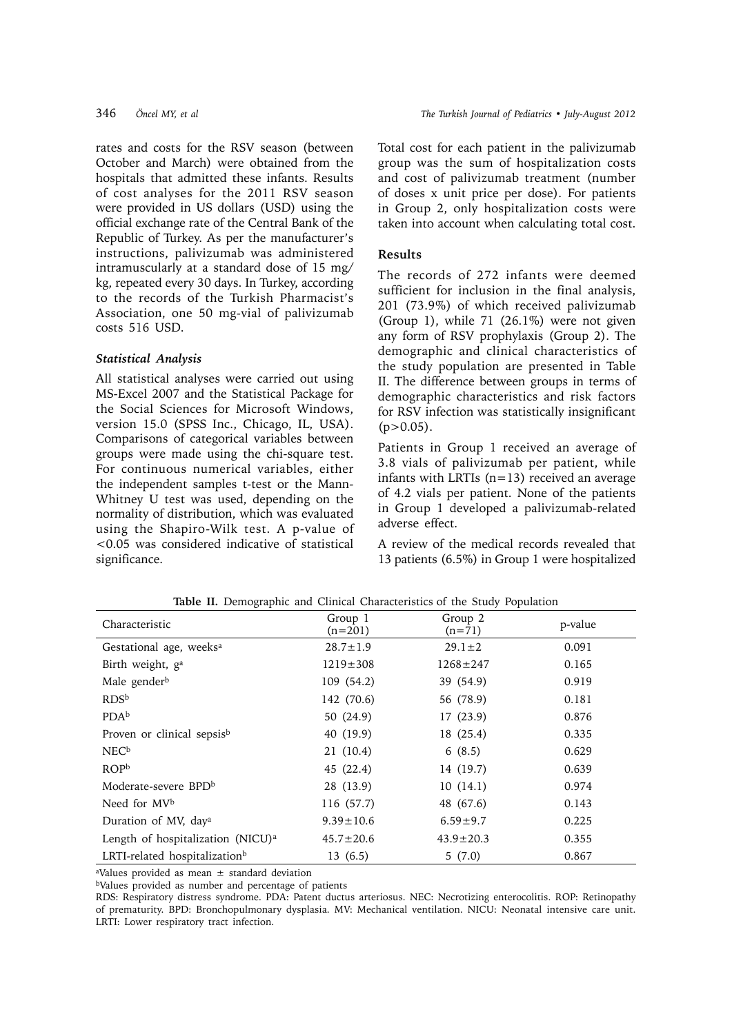rates and costs for the RSV season (between October and March) were obtained from the hospitals that admitted these infants. Results of cost analyses for the 2011 RSV season were provided in US dollars (USD) using the official exchange rate of the Central Bank of the Republic of Turkey. As per the manufacturer's instructions, palivizumab was administered intramuscularly at a standard dose of 15 mg/kg, repeated every 30 days. In Turkey, according to the records of the Turkish Pharmacist's Association, one 50 mg-vial of palivizumab costs 516 USD.

### *Statistical Analysis*

All statistical analyses were carried out using MS-Excel 2007 and the Statistical Package for the Social Sciences for Microsoft Windows, version 15.0 (SPSS Inc., Chicago, IL, USA). Comparisons of categorical variables between groups were made using the chi-square test. For continuous numerical variables, either the independent samples t-test or the Mann-Whitney U test was used, depending on the normality of distribution, which was evaluated using the Shapiro-Wilk test. A p-value of <0.05 was considered indicative of statistical significance.

Total cost for each patient in the palivizumab group was the sum of hospitalization costs and cost of palivizumab treatment (number of doses x unit price per dose). For patients in Group 2, only hospitalization costs were taken into account when calculating total cost.

## Results

The records of 272 infants were deemed sufficient for inclusion in the final analysis, 201 (73.9%) of which received palivizumab (Group 1), while 71 (26.1%) were not given any form of RSV prophylaxis (Group 2). The demographic and clinical characteristics of the study population are presented in Table II. The difference between groups in terms of demographic characteristics and risk factors for RSV infection was statistically insignificant ($p>0.05$).

Patients in Group 1 received an average of 3.8 vials of palivizumab per patient, while infants with LRTIs (n=13) received an average of 4.2 vials per patient. None of the patients in Group 1 developed a palivizumab-related adverse effect.

A review of the medical records revealed that 13 patients (6.5%) in Group 1 were hospitalized

**Table II.** Demographic and Clinical Characteristics of the Study Population

| Characteristic | Group 1 (n=201) | Group 2 (n=71) | p-value |
|---|---|---|---|
| Gestational age, weeks[a] | 28.7±1.9 | 29.1±2 | 0.091 |
| Birth weight, g[a] | 1219±308 | 1268±247 | 0.165 |
| Male gender[b] | 109 (54.2) | 39 (54.9) | 0.919 |
| RDS[b] | 142 (70.6) | 56 (78.9) | 0.181 |
| PDA[b] | 50 (24.9) | 17 (23.9) | 0.876 |
| Proven or clinical sepsis[b] | 40 (19.9) | 18 (25.4) | 0.335 |
| NEC[b] | 21 (10.4) | 6 (8.5) | 0.629 |
| ROP[b] | 45 (22.4) | 14 (19.7) | 0.639 |
| Moderate-severe BPD[b] | 28 (13.9) | 10 (14.1) | 0.974 |
| Need for MV[b] | 116 (57.7) | 48 (67.6) | 0.143 |
| Duration of MV, day[a] | 9.39±10.6 | 6.59±9.7 | 0.225 |
| Length of hospitalization (NICU)[a] | 45.7±20.6 | 43.9±20.3 | 0.355 |
| LRTI-related hospitalization[b] | 13 (6.5) | 5 (7.0) | 0.867 |

[a]Values provided as mean ± standard deviation

[b]Values provided as number and percentage of patients

RDS: Respiratory distress syndrome. PDA: Patent ductus arteriosus. NEC: Necrotizing enterocolitis. ROP: Retinopathy of prematurity. BPD: Bronchopulmonary dysplasia. MV: Mechanical ventilation. NICU: Neonatal intensive care unit. LRTI: Lower respiratory tract infection.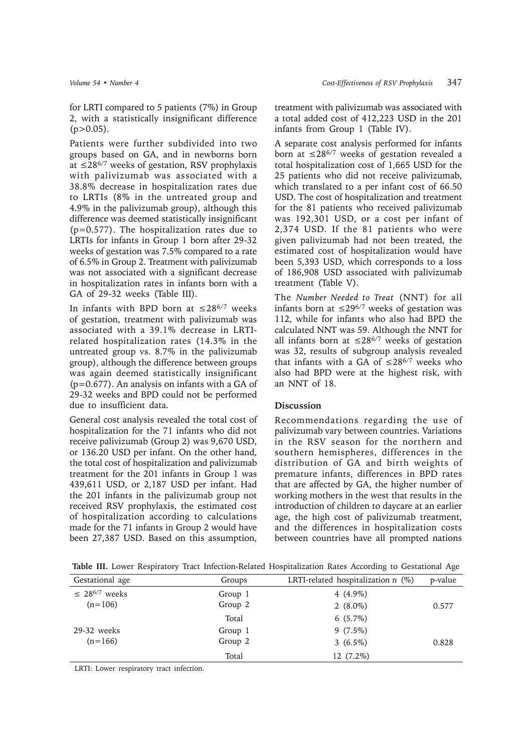for LRTI compared to 5 patients (7%) in Group 2, with a statistically insignificant difference ($p>0.05$).

Patients were further subdivided into two groups based on GA, and in newborns born at $\leq 28^{6/7}$ weeks of gestation, RSV prophylaxis with palivizumab was associated with a 38.8% decrease in hospitalization rates due to LRTIs (8% in the untreated group and 4.9% in the palivizumab group), although this difference was deemed statistically insignificant ($p=0.577$). The hospitalization rates due to LRTIs for infants in Group 1 born after 29-32 weeks of gestation was 7.5% compared to a rate of 6.5% in Group 2. Treatment with palivizumab was not associated with a significant decrease in hospitalization rates in infants born with a GA of 29-32 weeks (Table III).

In infants with BPD born at $\leq 28^{6/7}$ weeks of gestation, treatment with palivizumab was associated with a 39.1% decrease in LRTI-related hospitalization rates (14.3% in the untreated group vs. 8.7% in the palivizumab group), although the difference between groups was again deemed statistically insignificant ($p=0.677$). An analysis on infants with a GA of 29-32 weeks and BPD could not be performed due to insufficient data.

General cost analysis revealed the total cost of hospitalization for the 71 infants who did not receive palivizumab (Group 2) was 9,670 USD, or 136.20 USD per infant. On the other hand, the total cost of hospitalization and palivizumab treatment for the 201 infants in Group 1 was 439,611 USD, or 2,187 USD per infant. Had the 201 infants in the palivizumab group not received RSV prophylaxis, the estimated cost of hospitalization according to calculations made for the 71 infants in Group 2 would have been 27,387 USD. Based on this assumption, treatment with palivizumab was associated with a total added cost of 412,223 USD in the 201 infants from Group 1 (Table IV).

A separate cost analysis performed for infants born at $\leq 28^{6/7}$ weeks of gestation revealed a total hospitalization cost of 1,665 USD for the 25 patients who did not receive palivizumab, which translated to a per infant cost of 66.50 USD. The cost of hospitalization and treatment for the 81 patients who received palivizumab was 192,301 USD, or a cost per infant of 2,374 USD. If the 81 patients who were given palivizumab had not been treated, the estimated cost of hospitalization would have been 5,393 USD, which corresponds to a loss of 186,908 USD associated with palivizumab treatment (Table V).

The *Number Needed to Treat* (NNT) for all infants born at $\leq 29^{6/7}$ weeks of gestation was 112, while for infants who also had BPD the calculated NNT was 59. Although the NNT for all infants born at $\leq 28^{6/7}$ weeks of gestation was 32, results of subgroup analysis revealed that infants with a GA of $\leq 28^{6/7}$ weeks who also had BPD were at the highest risk, with an NNT of 18.

## Discussion

Recommendations regarding the use of palivizumab vary between countries. Variations in the RSV season for the northern and southern hemispheres, differences in the distribution of GA and birth weights of premature infants, differences in BPD rates that are affected by GA, the higher number of working mothers in the west that results in the introduction of children to daycare at an earlier age, the high cost of palivizumab treatment, and the differences in hospitalization costs between countries have all prompted nations

**Table III.** Lower Respiratory Tract Infection-Related Hospitalization Rates According to Gestational Age

| Gestational age | Groups | LRTI-related hospitalization n (%) | p-value |
|---|---|---|---|
| $\leq 28^{6/7}$ weeks (n=106) | Group 1 | 4 (4.9%) | |
| | Group 2 | 2 (8.0%) | 0.577 |
| | Total | 6 (5.7%) | |
| 29-32 weeks (n=166) | Group 1 | 9 (7.5%) | |
| | Group 2 | 3 (6.5%) | 0.828 |
| | Total | 12 (7.2%) | |

LRTI: Lower respiratory tract infection.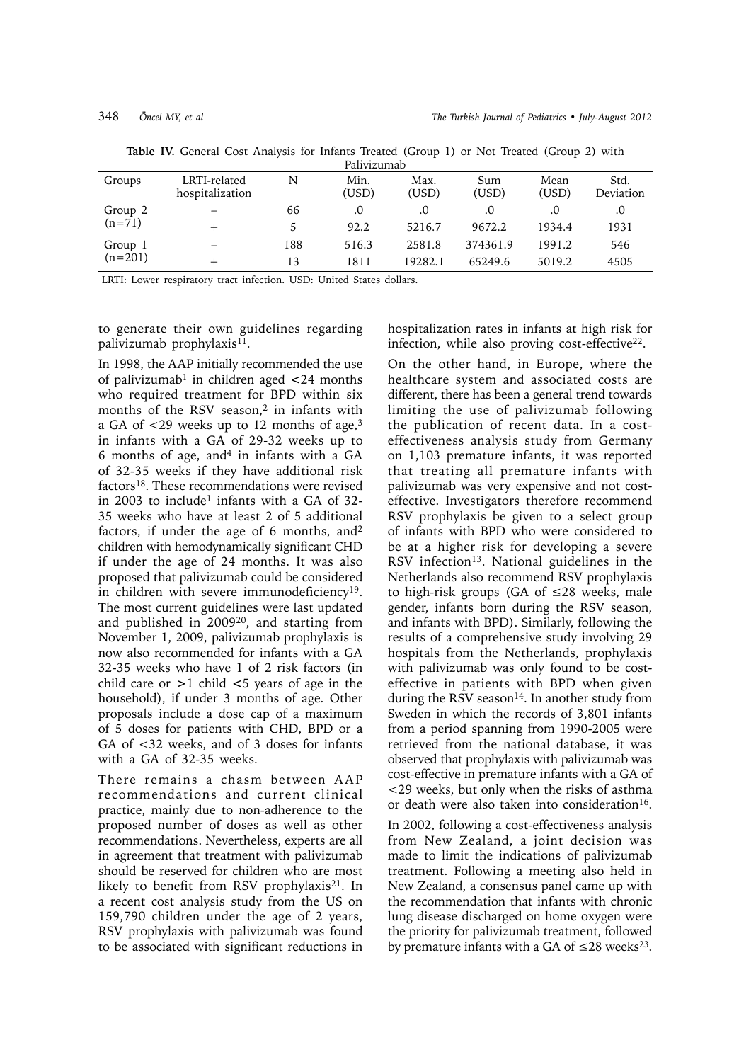**Table IV.** General Cost Analysis for Infants Treated (Group 1) or Not Treated (Group 2) with Palivizumab

| Groups | LRTI-related hospitalization | N | Min. (USD) | Max. (USD) | Sum (USD) | Mean (USD) | Std. Deviation |
|---|---|---|---|---|---|---|---|
| Group 2 (n=71) | – | 66 | .0 | .0 | .0 | .0 | .0 |
| | + | 5 | 92.2 | 5216.7 | 9672.2 | 1934.4 | 1931 |
| Group 1 (n=201) | – | 188 | 516.3 | 2581.8 | 374361.9 | 1991.2 | 546 |
| | + | 13 | 1811 | 19282.1 | 65249.6 | 5019.2 | 4505 |

LRTI: Lower respiratory tract infection. USD: United States dollars.

to generate their own guidelines regarding palivizumab prophylaxis[11].

In 1998, the AAP initially recommended the use of palivizumab[1] in children aged <24 months who required treatment for BPD within six months of the RSV season,[2] in infants with a GA of <29 weeks up to 12 months of age,[3] in infants with a GA of 29-32 weeks up to 6 months of age, and[4] in infants with a GA of 32-35 weeks if they have additional risk factors[18]. These recommendations were revised in 2003 to include[1] infants with a GA of 32-35 weeks who have at least 2 of 5 additional factors, if under the age of 6 months, and[2] children with hemodynamically significant CHD if under the age of 24 months. It was also proposed that palivizumab could be considered in children with severe immunodeficiency[19]. The most current guidelines were last updated and published in 2009[20], and starting from November 1, 2009, palivizumab prophylaxis is now also recommended for infants with a GA 32-35 weeks who have 1 of 2 risk factors (in child care or >1 child <5 years of age in the household), if under 3 months of age. Other proposals include a dose cap of a maximum of 5 doses for patients with CHD, BPD or a GA of <32 weeks, and of 3 doses for infants with a GA of 32-35 weeks.

There remains a chasm between AAP recommendations and current clinical practice, mainly due to non-adherence to the proposed number of doses as well as other recommendations. Nevertheless, experts are all in agreement that treatment with palivizumab should be reserved for children who are most likely to benefit from RSV prophylaxis[21]. In a recent cost analysis study from the US on 159,790 children under the age of 2 years, RSV prophylaxis with palivizumab was found to be associated with significant reductions in hospitalization rates in infants at high risk for infection, while also proving cost-effective[22].

On the other hand, in Europe, where the healthcare system and associated costs are different, there has been a general trend towards limiting the use of palivizumab following the publication of recent data. In a cost-effectiveness analysis study from Germany on 1,103 premature infants, it was reported that treating all premature infants with palivizumab was very expensive and not cost-effective. Investigators therefore recommend RSV prophylaxis be given to a select group of infants with BPD who were considered to be at a higher risk for developing a severe RSV infection[13]. National guidelines in the Netherlands also recommend RSV prophylaxis to high-risk groups (GA of ≤28 weeks, male gender, infants born during the RSV season, and infants with BPD). Similarly, following the results of a comprehensive study involving 29 hospitals from the Netherlands, prophylaxis with palivizumab was only found to be cost-effective in patients with BPD when given during the RSV season[14]. In another study from Sweden in which the records of 3,801 infants from a period spanning from 1990-2005 were retrieved from the national database, it was observed that prophylaxis with palivizumab was cost-effective in premature infants with a GA of <29 weeks, but only when the risks of asthma or death were also taken into consideration[16].

In 2002, following a cost-effectiveness analysis from New Zealand, a joint decision was made to limit the indications of palivizumab treatment. Following a meeting also held in New Zealand, a consensus panel came up with the recommendation that infants with chronic lung disease discharged on home oxygen were the priority for palivizumab treatment, followed by premature infants with a GA of ≤28 weeks[23].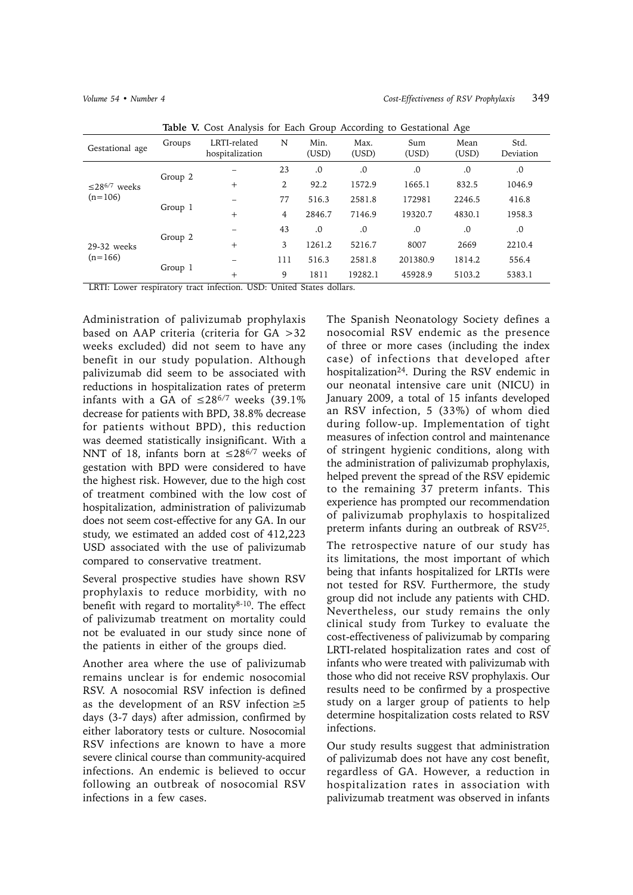**Table V.** Cost Analysis for Each Group According to Gestational Age

| Gestational age | Groups | LRTI-related hospitalization | N | Min. (USD) | Max. (USD) | Sum (USD) | Mean (USD) | Std. Deviation |
|---|---|---|---|---|---|---|---|---|
| $\leq 28^{6/7}$ weeks (n=106) | Group 2 | – | 23 | .0 | .0 | .0 | .0 | .0 |
| | | + | 2 | 92.2 | 1572.9 | 1665.1 | 832.5 | 1046.9 |
| | Group 1 | – | 77 | 516.3 | 2581.8 | 172981 | 2246.5 | 416.8 |
| | | + | 4 | 2846.7 | 7146.9 | 19320.7 | 4830.1 | 1958.3 |
| 29-32 weeks (n=166) | Group 2 | – | 43 | .0 | .0 | .0 | .0 | .0 |
| | | + | 3 | 1261.2 | 5216.7 | 8007 | 2669 | 2210.4 |
| | Group 1 | – | 111 | 516.3 | 2581.8 | 201380.9 | 1814.2 | 556.4 |
| | | + | 9 | 1811 | 19282.1 | 45928.9 | 5103.2 | 5383.1 |

LRTI: Lower respiratory tract infection. USD: United States dollars.

Administration of palivizumab prophylaxis based on AAP criteria (criteria for GA >32 weeks excluded) did not seem to have any benefit in our study population. Although palivizumab did seem to be associated with reductions in hospitalization rates of preterm infants with a GA of $\leq 28^{6/7}$ weeks (39.1% decrease for patients with BPD, 38.8% decrease for patients without BPD), this reduction was deemed statistically insignificant. With a NNT of 18, infants born at $\leq 28^{6/7}$ weeks of gestation with BPD were considered to have the highest risk. However, due to the high cost of treatment combined with the low cost of hospitalization, administration of palivizumab does not seem cost-effective for any GA. In our study, we estimated an added cost of 412,223 USD associated with the use of palivizumab compared to conservative treatment.

Several prospective studies have shown RSV prophylaxis to reduce morbidity, with no benefit with regard to mortality[8-10]. The effect of palivizumab treatment on mortality could not be evaluated in our study since none of the patients in either of the groups died.

Another area where the use of palivizumab remains unclear is for endemic nosocomial RSV. A nosocomial RSV infection is defined as the development of an RSV infection ≥5 days (3-7 days) after admission, confirmed by either laboratory tests or culture. Nosocomial RSV infections are known to have a more severe clinical course than community-acquired infections. An endemic is believed to occur following an outbreak of nosocomial RSV infections in a few cases.

The Spanish Neonatology Society defines a nosocomial RSV endemic as the presence of three or more cases (including the index case) of infections that developed after hospitalization[24]. During the RSV endemic in our neonatal intensive care unit (NICU) in January 2009, a total of 15 infants developed an RSV infection, 5 (33%) of whom died during follow-up. Implementation of tight measures of infection control and maintenance of stringent hygienic conditions, along with the administration of palivizumab prophylaxis, helped prevent the spread of the RSV epidemic to the remaining 37 preterm infants. This experience has prompted our recommendation of palivizumab prophylaxis to hospitalized preterm infants during an outbreak of RSV[25].

The retrospective nature of our study has its limitations, the most important of which being that infants hospitalized for LRTIs were not tested for RSV. Furthermore, the study group did not include any patients with CHD. Nevertheless, our study remains the only clinical study from Turkey to evaluate the cost-effectiveness of palivizumab by comparing LRTI-related hospitalization rates and cost of infants who were treated with palivizumab with those who did not receive RSV prophylaxis. Our results need to be confirmed by a prospective study on a larger group of patients to help determine hospitalization costs related to RSV infections.

Our study results suggest that administration of palivizumab does not have any cost benefit, regardless of GA. However, a reduction in hospitalization rates in association with palivizumab treatment was observed in infants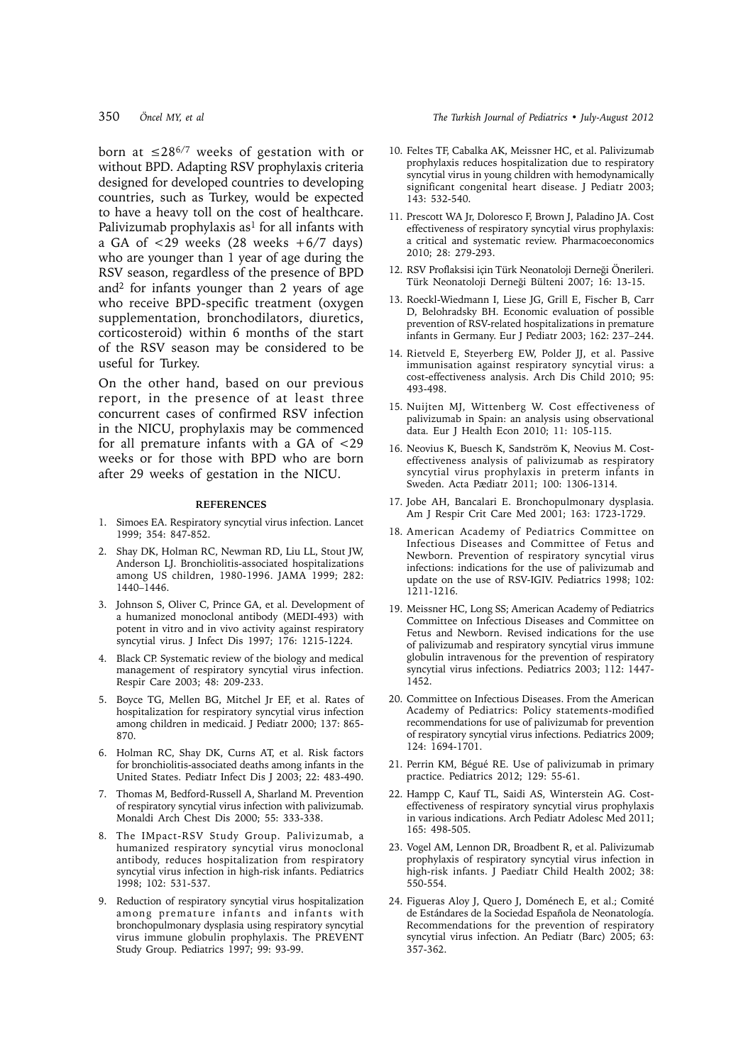born at $\leq 28^{6/7}$ weeks of gestation with or without BPD. Adapting RSV prophylaxis criteria designed for developed countries to developing countries, such as Turkey, would be expected to have a heavy toll on the cost of healthcare. Palivizumab prophylaxis as[1] for all infants with a GA of <29 weeks (28 weeks +6/7 days) who are younger than 1 year of age during the RSV season, regardless of the presence of BPD and[2] for infants younger than 2 years of age who receive BPD-specific treatment (oxygen supplementation, bronchodilators, diuretics, corticosteroid) within 6 months of the start of the RSV season may be considered to be useful for Turkey.

On the other hand, based on our previous report, in the presence of at least three concurrent cases of confirmed RSV infection in the NICU, prophylaxis may be commenced for all premature infants with a GA of <29 weeks or for those with BPD who are born after 29 weeks of gestation in the NICU.

## REFERENCES

1. Simoes EA. Respiratory syncytial virus infection. Lancet 1999; 354: 847-852.
2. Shay DK, Holman RC, Newman RD, Liu LL, Stout JW, Anderson LJ. Bronchiolitis-associated hospitalizations among US children, 1980-1996. JAMA 1999; 282: 1440–1446.
3. Johnson S, Oliver C, Prince GA, et al. Development of a humanized monoclonal antibody (MEDI-493) with potent in vitro and in vivo activity against respiratory syncytial virus. J Infect Dis 1997; 176: 1215-1224.
4. Black CP. Systematic review of the biology and medical management of respiratory syncytial virus infection. Respir Care 2003; 48: 209-233.
5. Boyce TG, Mellen BG, Mitchel Jr EF, et al. Rates of hospitalization for respiratory syncytial virus infection among children in medicaid. J Pediatr 2000; 137: 865-870.
6. Holman RC, Shay DK, Curns AT, et al. Risk factors for bronchiolitis-associated deaths among infants in the United States. Pediatr Infect Dis J 2003; 22: 483-490.
7. Thomas M, Bedford-Russell A, Sharland M. Prevention of respiratory syncytial virus infection with palivizumab. Monaldi Arch Chest Dis 2000; 55: 333-338.
8. The IMpact-RSV Study Group. Palivizumab, a humanized respiratory syncytial virus monoclonal antibody, reduces hospitalization from respiratory syncytial virus infection in high-risk infants. Pediatrics 1998; 102: 531-537.
9. Reduction of respiratory syncytial virus hospitalization among premature infants and infants with bronchopulmonary dysplasia using respiratory syncytial virus immune globulin prophylaxis. The PREVENT Study Group. Pediatrics 1997; 99: 93-99.
10. Feltes TF, Cabalka AK, Meissner HC, et al. Palivizumab prophylaxis reduces hospitalization due to respiratory syncytial virus in young children with hemodynamically significant congenital heart disease. J Pediatr 2003; 143: 532-540.
11. Prescott WA Jr, Doloresco F, Brown J, Paladino JA. Cost effectiveness of respiratory syncytial virus prophylaxis: a critical and systematic review. Pharmacoeconomics 2010; 28: 279-293.
12. RSV Proflaksisi için Türk Neonatoloji Derneği Önerileri. Türk Neonatoloji Derneği Bülteni 2007; 16: 13-15.
13. Roeckl-Wiedmann I, Liese JG, Grill E, Fischer B, Carr D, Belohradsky BH. Economic evaluation of possible prevention of RSV-related hospitalizations in premature infants in Germany. Eur J Pediatr 2003; 162: 237–244.
14. Rietveld E, Steyerberg EW, Polder JJ, et al. Passive immunisation against respiratory syncytial virus: a cost-effectiveness analysis. Arch Dis Child 2010; 95: 493-498.
15. Nuijten MJ, Wittenberg W. Cost effectiveness of palivizumab in Spain: an analysis using observational data. Eur J Health Econ 2010; 11: 105-115.
16. Neovius K, Buesch K, Sandström K, Neovius M. Cost-effectiveness analysis of palivizumab as respiratory syncytial virus prophylaxis in preterm infants in Sweden. Acta Pædiatr 2011; 100: 1306-1314.
17. Jobe AH, Bancalari E. Bronchopulmonary dysplasia. Am J Respir Crit Care Med 2001; 163: 1723-1729.
18. American Academy of Pediatrics Committee on Infectious Diseases and Committee of Fetus and Newborn. Prevention of respiratory syncytial virus infections: indications for the use of palivizumab and update on the use of RSV-IGIV. Pediatrics 1998; 102: 1211-1216.
19. Meissner HC, Long SS; American Academy of Pediatrics Committee on Infectious Diseases and Committee on Fetus and Newborn. Revised indications for the use of palivizumab and respiratory syncytial virus immune globulin intravenous for the prevention of respiratory syncytial virus infections. Pediatrics 2003; 112: 1447-1452.
20. Committee on Infectious Diseases. From the American Academy of Pediatrics: Policy statements-modified recommendations for use of palivizumab for prevention of respiratory syncytial virus infections. Pediatrics 2009; 124: 1694-1701.
21. Perrin KM, Bégué RE. Use of palivizumab in primary practice. Pediatrics 2012; 129: 55-61.
22. Hampp C, Kauf TL, Saidi AS, Winterstein AG. Cost-effectiveness of respiratory syncytial virus prophylaxis in various indications. Arch Pediatr Adolesc Med 2011; 165: 498-505.
23. Vogel AM, Lennon DR, Broadbent R, et al. Palivizumab prophylaxis of respiratory syncytial virus infection in high-risk infants. J Paediatr Child Health 2002; 38: 550-554.
24. Figueras Aloy J, Quero J, Doménech E, et al.; Comité de Estándares de la Sociedad Española de Neonatología. Recommendations for the prevention of respiratory syncytial virus infection. An Pediatr (Barc) 2005; 63: 357-362.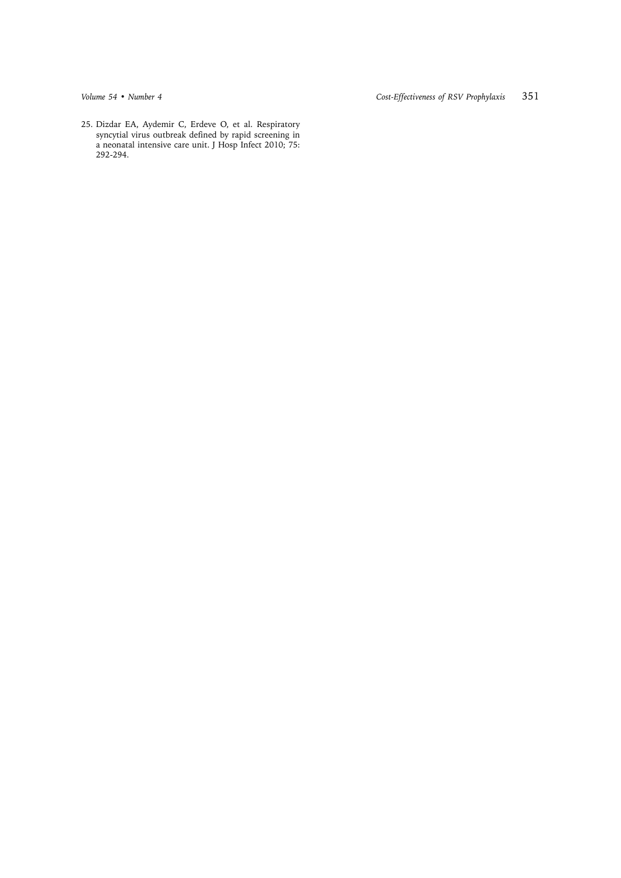25. Dizdar EA, Aydemir C, Erdeve O, et al. Respiratory syncytial virus outbreak defined by rapid screening in a neonatal intensive care unit. J Hosp Infect 2010; 75: 292-294.